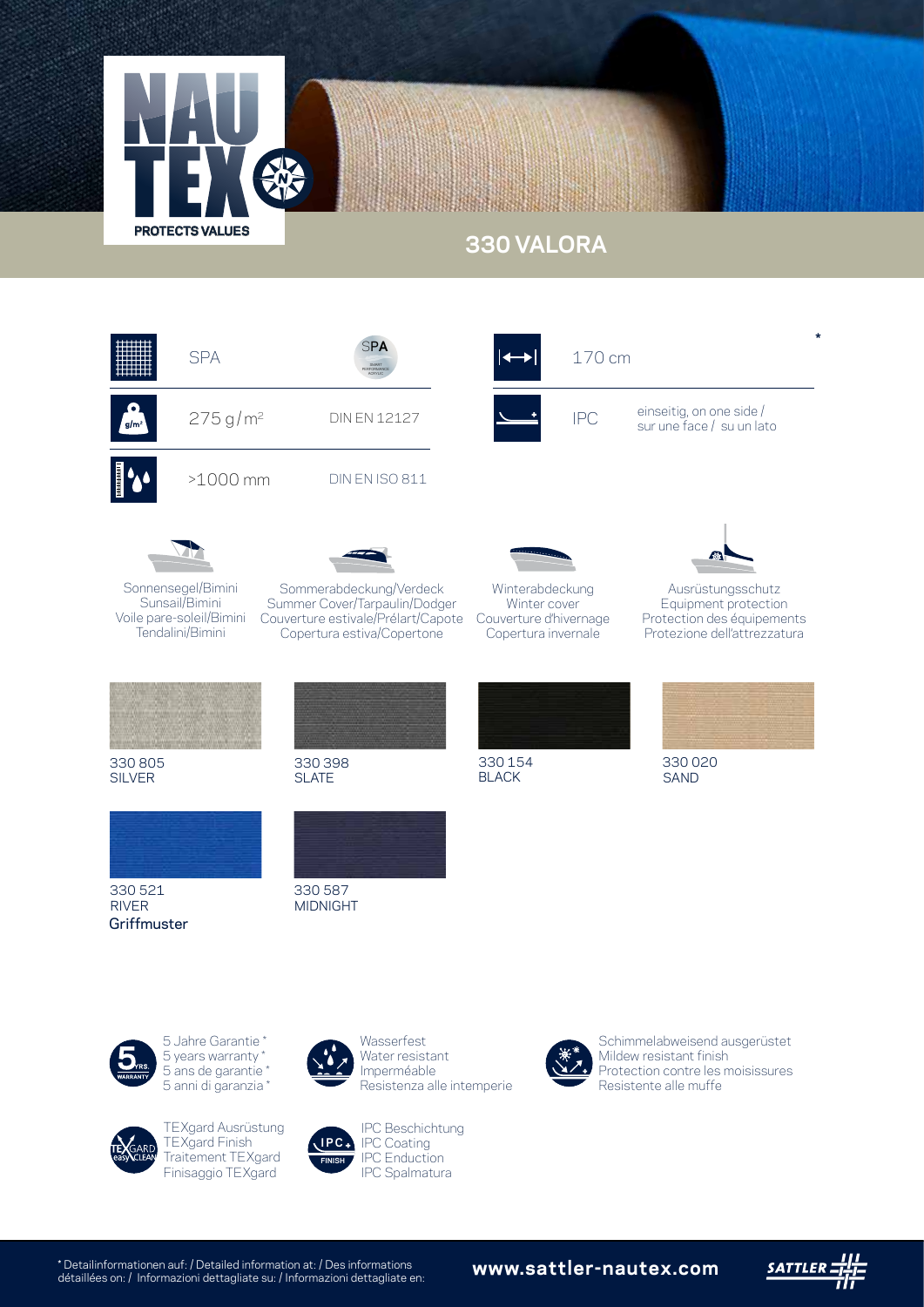NAU TEX

PROTECTS VALUES

# 330 VALORA

| | | |
|---|---|---|
| SPA | SPA | |
| 275 g/m² | DIN EN 12127 | |
| >1000 mm | DIN EN ISO 811 | |
| 170 cm | | * |
| IPC | einseitig, on one side / sur une face / su un lato | |

Sonnensegel/Bimini
Sunsail/Bimini
Voile pare-soleil/Bimini
Tendalini/Bimini

Sommerabdeckung/Verdeck
Summer Cover/Tarpaulin/Dodger
Couverture estivale/Prélart/Capote
Copertura estiva/Copertone

Winterabdeckung
Winter cover
Couverture d'hivernage
Copertura invernale

Ausrüstungsschutz
Equipment protection
Protection des équipements
Protezione dell'attrezzatura

330 805
SILVER

330 398
SLATE

330 154
BLACK

330 020
SAND

330 521
RIVER

330 587
MIDNIGHT

Griffmuster

5 Jahre Garantie *
5 years warranty *
5 ans de garantie *
5 anni di garanzia *

Wasserfest
Water resistant
Imperméable
Resistenza alle intemperie

Schimmelabweisend ausgerüstet
Mildew resistant finish
Protection contre les moisissures
Resistente alle muffe

TEXgard Ausrüstung
TEXgard Finish
Traitement TEXgard
Finisaggio TEXgard

IPC Beschichtung
IPC Coating
IPC Enduction
IPC Spalmatura

* Detailinformationen auf: / Detailed information at: / Des informations détaillées on: / Informazioni dettagliate su: / Informazioni dettagliate en: **www.sattler-nautex.com**

SATTLER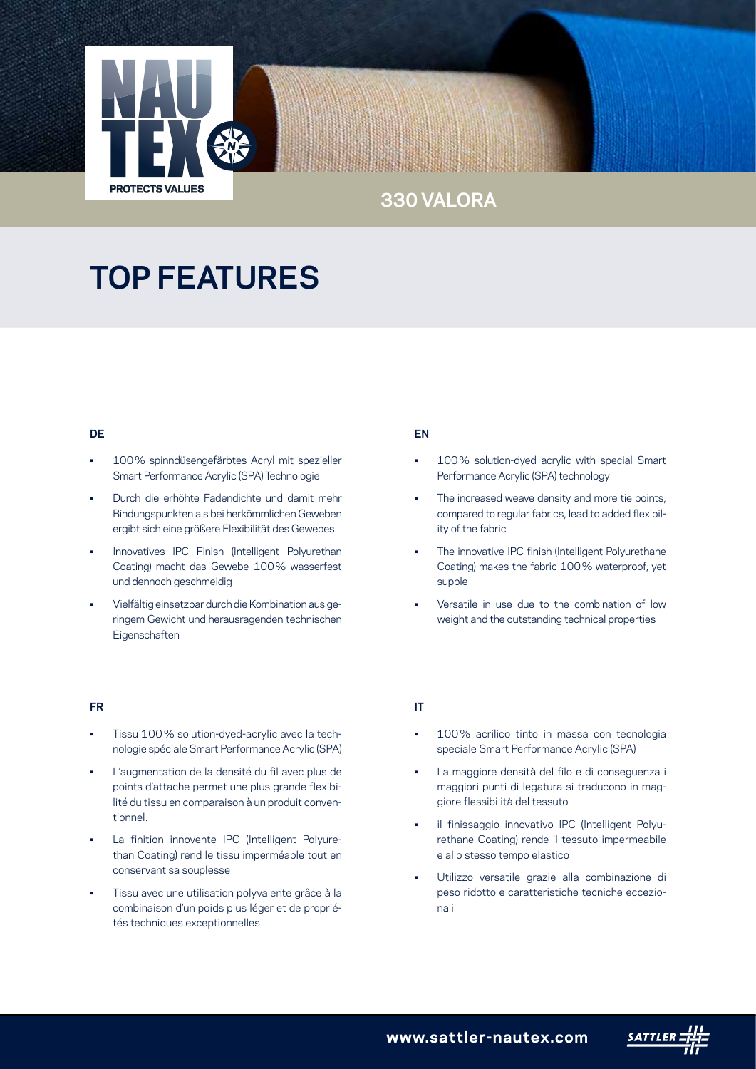## 330 VALORA

# TOP FEATURES

### DE

- 100% spinndüsengefärbtes Acryl mit spezieller Smart Performance Acrylic (SPA) Technologie
- Durch die erhöhte Fadendichte und damit mehr Bindungspunkten als bei herkömmlichen Geweben ergibt sich eine größere Flexibilität des Gewebes
- Innovatives IPC Finish (Intelligent Polyurethan Coating) macht das Gewebe 100% wasserfest und dennoch geschmeidig
- Vielfältig einsetzbar durch die Kombination aus geringem Gewicht und herausragenden technischen Eigenschaften

### EN

- 100% solution-dyed acrylic with special Smart Performance Acrylic (SPA) technology
- The increased weave density and more tie points, compared to regular fabrics, lead to added flexibility of the fabric
- The innovative IPC finish (Intelligent Polyurethane Coating) makes the fabric 100% waterproof, yet supple
- Versatile in use due to the combination of low weight and the outstanding technical properties

### FR

- Tissu 100% solution-dyed-acrylic avec la technologie spéciale Smart Performance Acrylic (SPA)
- L'augmentation de la densité du fil avec plus de points d'attache permet une plus grande flexibilité du tissu en comparaison à un produit conventionnel.
- La finition innovente IPC (Intelligent Polyurethan Coating) rend le tissu imperméable tout en conservant sa souplesse
- Tissu avec une utilisation polyvalente grâce à la combinaison d'un poids plus léger et de propriétés techniques exceptionnelles

### IT

- 100% acrilico tinto in massa con tecnologia speciale Smart Performance Acrylic (SPA)
- La maggiore densità del filo e di conseguenza i maggiori punti di legatura si traducono in maggiore flessibilità del tessuto
- il finissaggio innovativo IPC (Intelligent Polyurethane Coating) rende il tessuto impermeabile e allo stesso tempo elastico
- Utilizzo versatile grazie alla combinazione di peso ridotto e caratteristiche tecniche eccezionali

www.sattler-nautex.com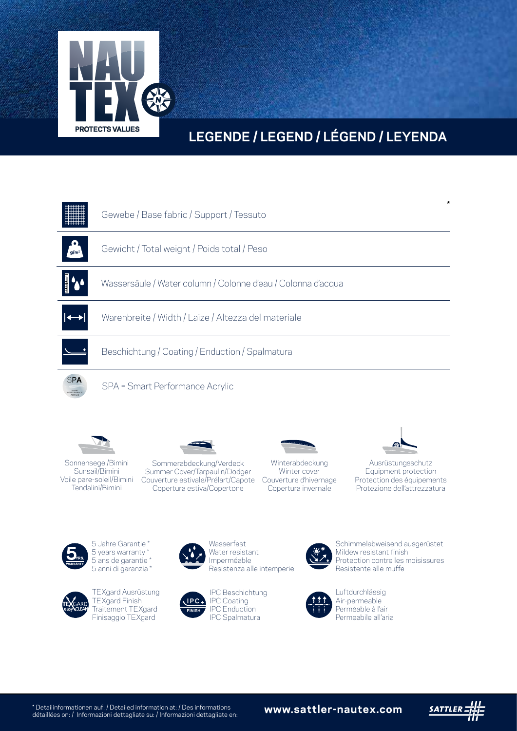NAU
TEX
PROTECTS VALUES

# LEGENDE / LEGEND / LÉGEND / LEYENDA

*

Gewebe / Base fabric / Support / Tessuto

Gewicht / Total weight / Poids total / Peso

Wassersäule / Water column / Colonne d'eau / Colonna d'acqua

Warenbreite / Width / Laize / Altezza del materiale

Beschichtung / Coating / Enduction / Spalmatura

SPA = Smart Performance Acrylic

Sonnensegel/Bimini
Sunsail/Bimini
Voile pare-soleil/Bimini
Tendalini/Bimini

Sommerabdeckung/Verdeck
Summer Cover/Tarpaulin/Dodger
Couverture estivale/Prélart/Capote
Copertura estiva/Copertone

Winterabdeckung
Winter cover
Couverture d'hivernage
Copertura invernale

Ausrüstungsschutz
Equipment protection
Protection des équipements
Protezione dell'attrezzatura

5 Jahre Garantie *
5 years warranty *
5 ans de garantie *
5 anni di garanzia *

Wasserfest
Water resistant
Imperméable
Resistenza alle intemperie

Schimmelabweisend ausgerüstet
Mildew resistant finish
Protection contre les moisissures
Resistente alle muffe

TEXgard Ausrüstung
TEXgard Finish
Traitement TEXgard
Finisaggio TEXgard

IPC Beschichtung
IPC Coating
IPC Enduction
IPC Spalmatura

Luftdurchlässig
Air-permeable
Perméable à l'air
Permeabile all'aria

* Detailinformationen auf: / Detailed information at: / Des informations détaillées on: / Informazioni dettagliate su: / Informazioni dettagliate en:

**www.sattler-nautex.com**